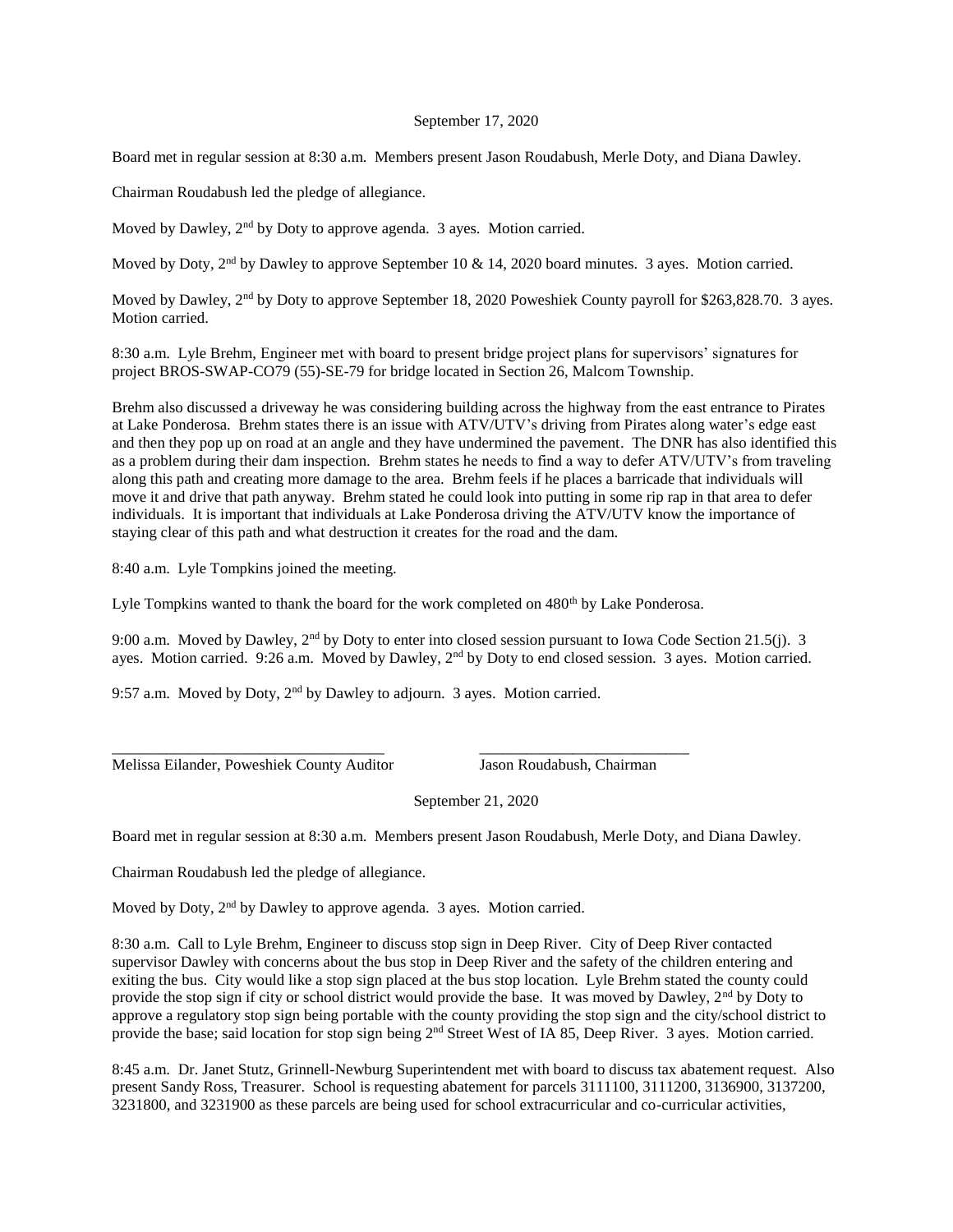September 17, 2020

Board met in regular session at 8:30 a.m. Members present Jason Roudabush, Merle Doty, and Diana Dawley.

Chairman Roudabush led the pledge of allegiance.

Moved by Dawley, 2nd by Doty to approve agenda. 3 ayes. Motion carried.

Moved by Doty, 2nd by Dawley to approve September 10 & 14, 2020 board minutes. 3 ayes. Motion carried.

Moved by Dawley, 2nd by Doty to approve September 18, 2020 Poweshiek County payroll for $263,828.70. 3 ayes. Motion carried.

8:30 a.m. Lyle Brehm, Engineer met with board to present bridge project plans for supervisors' signatures for project BROS-SWAP-CO79 (55)-SE-79 for bridge located in Section 26, Malcom Township.

Brehm also discussed a driveway he was considering building across the highway from the east entrance to Pirates at Lake Ponderosa. Brehm states there is an issue with ATV/UTV's driving from Pirates along water's edge east and then they pop up on road at an angle and they have undermined the pavement. The DNR has also identified this as a problem during their dam inspection. Brehm states he needs to find a way to defer ATV/UTV's from traveling along this path and creating more damage to the area. Brehm feels if he places a barricade that individuals will move it and drive that path anyway. Brehm stated he could look into putting in some rip rap in that area to defer individuals. It is important that individuals at Lake Ponderosa driving the ATV/UTV know the importance of staying clear of this path and what destruction it creates for the road and the dam.

8:40 a.m. Lyle Tompkins joined the meeting.

Lyle Tompkins wanted to thank the board for the work completed on 480th by Lake Ponderosa.

9:00 a.m. Moved by Dawley, 2nd by Doty to enter into closed session pursuant to Iowa Code Section 21.5(j). 3 ayes. Motion carried. 9:26 a.m. Moved by Dawley, 2nd by Doty to end closed session. 3 ayes. Motion carried.

9:57 a.m. Moved by Doty, 2nd by Dawley to adjourn. 3 ayes. Motion carried.

\_\_\_\_\_\_\_\_\_\_\_\_\_\_\_\_\_\_\_\_\_\_\_\_\_\_\_\_\_\_\_\_\_\_\_ \_\_\_\_\_\_\_\_\_\_\_\_\_\_\_\_\_\_\_\_\_\_\_\_\_\_\_

Melissa Eilander, Poweshiek County Auditor Jason Roudabush, Chairman

September 21, 2020

Board met in regular session at 8:30 a.m. Members present Jason Roudabush, Merle Doty, and Diana Dawley.

Chairman Roudabush led the pledge of allegiance.

Moved by Doty, 2nd by Dawley to approve agenda. 3 ayes. Motion carried.

8:30 a.m. Call to Lyle Brehm, Engineer to discuss stop sign in Deep River. City of Deep River contacted supervisor Dawley with concerns about the bus stop in Deep River and the safety of the children entering and exiting the bus. City would like a stop sign placed at the bus stop location. Lyle Brehm stated the county could provide the stop sign if city or school district would provide the base. It was moved by Dawley, 2nd by Doty to approve a regulatory stop sign being portable with the county providing the stop sign and the city/school district to provide the base; said location for stop sign being 2nd Street West of IA 85, Deep River. 3 ayes. Motion carried.

8:45 a.m. Dr. Janet Stutz, Grinnell-Newburg Superintendent met with board to discuss tax abatement request. Also present Sandy Ross, Treasurer. School is requesting abatement for parcels 3111100, 3111200, 3136900, 3137200, 3231800, and 3231900 as these parcels are being used for school extracurricular and co-curricular activities,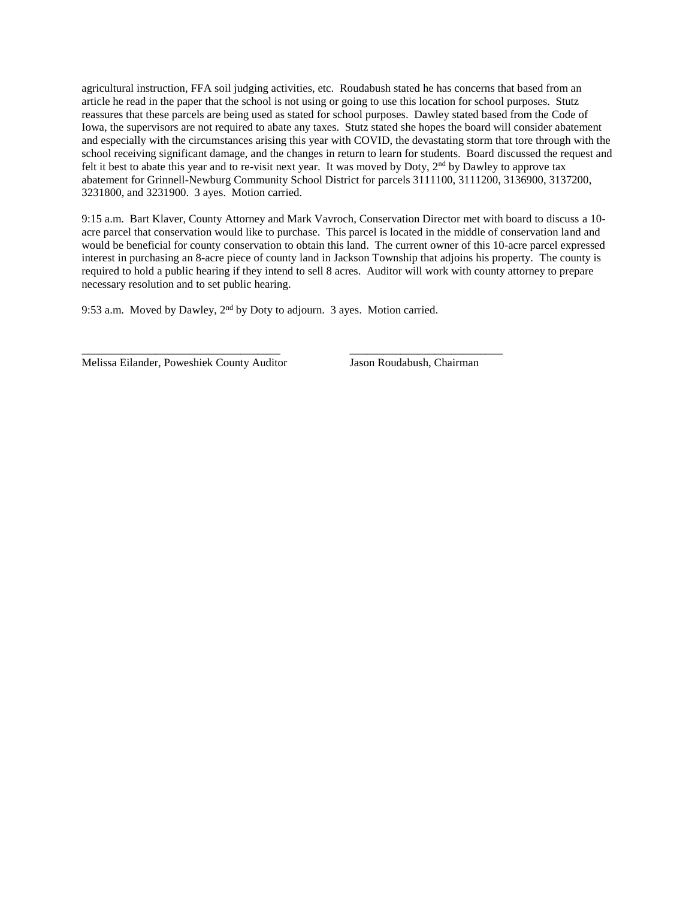agricultural instruction, FFA soil judging activities, etc. Roudabush stated he has concerns that based from an article he read in the paper that the school is not using or going to use this location for school purposes. Stutz reassures that these parcels are being used as stated for school purposes. Dawley stated based from the Code of Iowa, the supervisors are not required to abate any taxes. Stutz stated she hopes the board will consider abatement and especially with the circumstances arising this year with COVID, the devastating storm that tore through with the school receiving significant damage, and the changes in return to learn for students. Board discussed the request and felt it best to abate this year and to re-visit next year. It was moved by Doty, 2nd by Dawley to approve tax abatement for Grinnell-Newburg Community School District for parcels 3111100, 3111200, 3136900, 3137200, 3231800, and 3231900. 3 ayes. Motion carried.

9:15 a.m. Bart Klaver, County Attorney and Mark Vavroch, Conservation Director met with board to discuss a 10-acre parcel that conservation would like to purchase. This parcel is located in the middle of conservation land and would be beneficial for county conservation to obtain this land. The current owner of this 10-acre parcel expressed interest in purchasing an 8-acre piece of county land in Jackson Township that adjoins his property. The county is required to hold a public hearing if they intend to sell 8 acres. Auditor will work with county attorney to prepare necessary resolution and to set public hearing.

9:53 a.m. Moved by Dawley, 2nd by Doty to adjourn. 3 ayes. Motion carried.

___________________________________ ___________________________
Melissa Eilander, Poweshiek County Auditor Jason Roudabush, Chairman